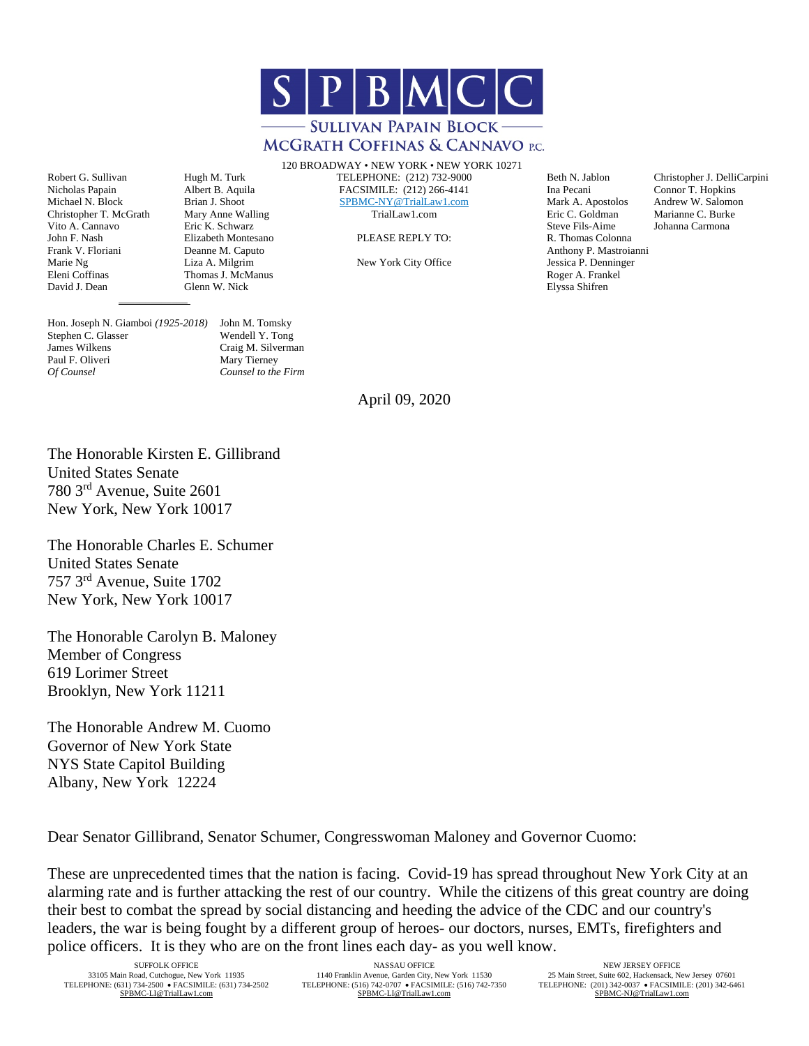# SPBMCC

## SULLIVAN PAPAIN BLOCK McGRATH COFFINAS & CANNAVO P.C.

120 BROADWAY • NEW YORK • NEW YORK 10271
TELEPHONE: (212) 732-9000
FACSIMILE: (212) 266-4141
SPBMC-NY@TrialLaw1.com
TrialLaw1.com

PLEASE REPLY TO:

New York City Office

Robert G. Sullivan
Nicholas Papain
Michael N. Block
Christopher T. McGrath
Vito A. Cannavo
John F. Nash
Frank V. Floriani
Marie Ng
Eleni Coffinas
David J. Dean

Hugh M. Turk
Albert B. Aquila
Brian J. Shoot
Mary Anne Walling
Eric K. Schwarz
Elizabeth Montesano
Deanne M. Caputo
Liza A. Milgrim
Thomas J. McManus
Glenn W. Nick

Beth N. Jablon
Ina Pecani
Mark A. Apostolos
Eric C. Goldman
Steve Fils-Aime
R. Thomas Colonna
Anthony P. Mastroianni
Jessica P. Denninger
Roger A. Frankel
Elyssa Shifren

Christopher J. DelliCarpini
Connor T. Hopkins
Andrew W. Salomon
Marianne C. Burke
Johanna Carmona

Hon. Joseph N. Giamboi *(1925-2018)*
Stephen C. Glasser
James Wilkens
Paul F. Oliveri
*Of Counsel*

John M. Tomsky
Wendell Y. Tong
Craig M. Silverman
Mary Tierney
*Counsel to the Firm*

April 09, 2020

The Honorable Kirsten E. Gillibrand
United States Senate
780 3rd Avenue, Suite 2601
New York, New York 10017

The Honorable Charles E. Schumer
United States Senate
757 3rd Avenue, Suite 1702
New York, New York 10017

The Honorable Carolyn B. Maloney
Member of Congress
619 Lorimer Street
Brooklyn, New York 11211

The Honorable Andrew M. Cuomo
Governor of New York State
NYS State Capitol Building
Albany, New York 12224

Dear Senator Gillibrand, Senator Schumer, Congresswoman Maloney and Governor Cuomo:

These are unprecedented times that the nation is facing. Covid-19 has spread throughout New York City at an alarming rate and is further attacking the rest of our country. While the citizens of this great country are doing their best to combat the spread by social distancing and heeding the advice of the CDC and our country's leaders, the war is being fought by a different group of heroes- our doctors, nurses, EMTs, firefighters and police officers. It is they who are on the front lines each day- as you well know.

SUFFOLK OFFICE
33105 Main Road, Cutchogue, New York 11935
TELEPHONE: (631) 734-2500 • FACSIMILE: (631) 734-2502
SPBMC-LI@TrialLaw1.com

NASSAU OFFICE
1140 Franklin Avenue, Garden City, New York 11530
TELEPHONE: (516) 742-0707 • FACSIMILE: (516) 742-7350
SPBMC-LI@TrialLaw1.com

NEW JERSEY OFFICE
25 Main Street, Suite 602, Hackensack, New Jersey 07601
TELEPHONE: (201) 342-0037 • FACSIMILE: (201) 342-6461
SPBMC-NJ@TrialLaw1.com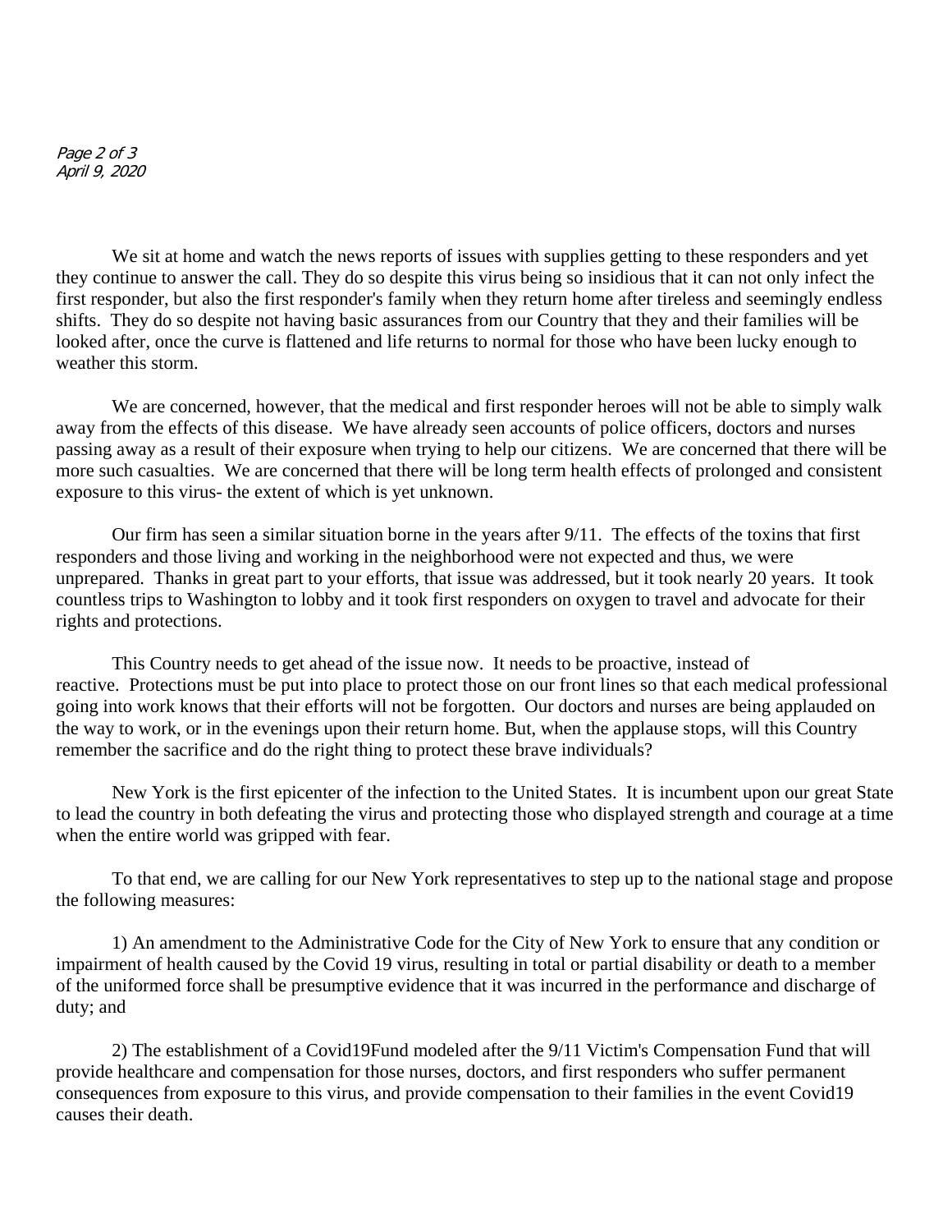We sit at home and watch the news reports of issues with supplies getting to these responders and yet they continue to answer the call. They do so despite this virus being so insidious that it can not only infect the first responder, but also the first responder's family when they return home after tireless and seemingly endless shifts. They do so despite not having basic assurances from our Country that they and their families will be looked after, once the curve is flattened and life returns to normal for those who have been lucky enough to weather this storm.

We are concerned, however, that the medical and first responder heroes will not be able to simply walk away from the effects of this disease. We have already seen accounts of police officers, doctors and nurses passing away as a result of their exposure when trying to help our citizens. We are concerned that there will be more such casualties. We are concerned that there will be long term health effects of prolonged and consistent exposure to this virus- the extent of which is yet unknown.

Our firm has seen a similar situation borne in the years after 9/11. The effects of the toxins that first responders and those living and working in the neighborhood were not expected and thus, we were unprepared. Thanks in great part to your efforts, that issue was addressed, but it took nearly 20 years. It took countless trips to Washington to lobby and it took first responders on oxygen to travel and advocate for their rights and protections.

This Country needs to get ahead of the issue now. It needs to be proactive, instead of reactive. Protections must be put into place to protect those on our front lines so that each medical professional going into work knows that their efforts will not be forgotten. Our doctors and nurses are being applauded on the way to work, or in the evenings upon their return home. But, when the applause stops, will this Country remember the sacrifice and do the right thing to protect these brave individuals?

New York is the first epicenter of the infection to the United States. It is incumbent upon our great State to lead the country in both defeating the virus and protecting those who displayed strength and courage at a time when the entire world was gripped with fear.

To that end, we are calling for our New York representatives to step up to the national stage and propose the following measures:

1) An amendment to the Administrative Code for the City of New York to ensure that any condition or impairment of health caused by the Covid 19 virus, resulting in total or partial disability or death to a member of the uniformed force shall be presumptive evidence that it was incurred in the performance and discharge of duty; and

2) The establishment of a Covid19Fund modeled after the 9/11 Victim's Compensation Fund that will provide healthcare and compensation for those nurses, doctors, and first responders who suffer permanent consequences from exposure to this virus, and provide compensation to their families in the event Covid19 causes their death.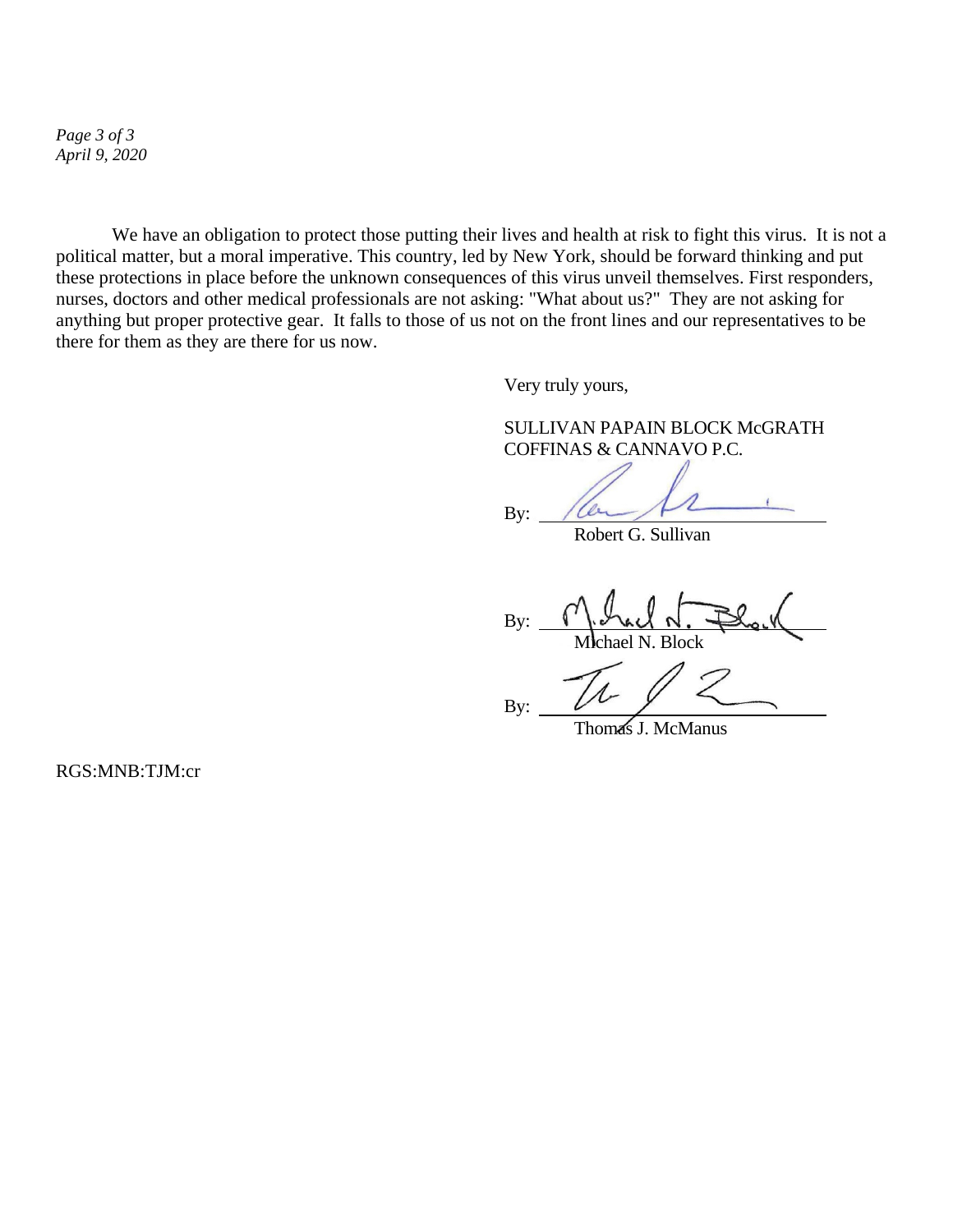We have an obligation to protect those putting their lives and health at risk to fight this virus. It is not a political matter, but a moral imperative. This country, led by New York, should be forward thinking and put these protections in place before the unknown consequences of this virus unveil themselves. First responders, nurses, doctors and other medical professionals are not asking: "What about us?" They are not asking for anything but proper protective gear. It falls to those of us not on the front lines and our representatives to be there for them as they are there for us now.

Very truly yours,

SULLIVAN PAPAIN BLOCK McGRATH
COFFINAS & CANNAVO P.C.

By: ______________________
Robert G. Sullivan

By: ______________________
Michael N. Block

By: ______________________
Thomas J. McManus

RGS:MNB:TJM:cr